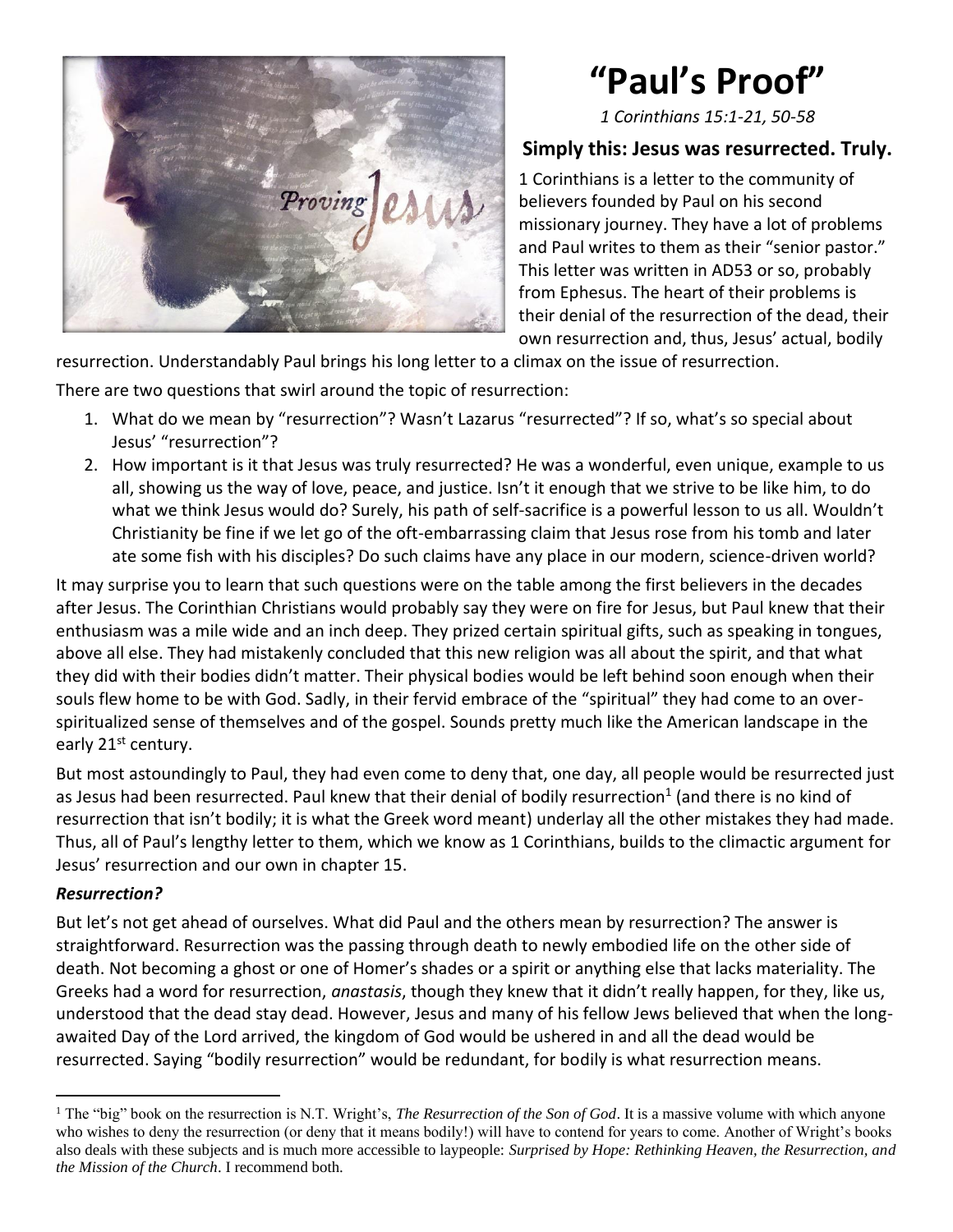# "Paul's Proof"

*1 Corinthians 15:1-21, 50-58*

## Simply this: Jesus was resurrected. Truly.

1 Corinthians is a letter to the community of believers founded by Paul on his second missionary journey. They have a lot of problems and Paul writes to them as their "senior pastor." This letter was written in AD53 or so, probably from Ephesus. The heart of their problems is their denial of the resurrection of the dead, their own resurrection and, thus, Jesus' actual, bodily resurrection. Understandably Paul brings his long letter to a climax on the issue of resurrection.

There are two questions that swirl around the topic of resurrection:

1. What do we mean by "resurrection"? Wasn't Lazarus "resurrected"? If so, what's so special about Jesus' "resurrection"?
2. How important is it that Jesus was truly resurrected? He was a wonderful, even unique, example to us all, showing us the way of love, peace, and justice. Isn't it enough that we strive to be like him, to do what we think Jesus would do? Surely, his path of self-sacrifice is a powerful lesson to us all. Wouldn't Christianity be fine if we let go of the oft-embarrassing claim that Jesus rose from his tomb and later ate some fish with his disciples? Do such claims have any place in our modern, science-driven world?

It may surprise you to learn that such questions were on the table among the first believers in the decades after Jesus. The Corinthian Christians would probably say they were on fire for Jesus, but Paul knew that their enthusiasm was a mile wide and an inch deep. They prized certain spiritual gifts, such as speaking in tongues, above all else. They had mistakenly concluded that this new religion was all about the spirit, and that what they did with their bodies didn't matter. Their physical bodies would be left behind soon enough when their souls flew home to be with God. Sadly, in their fervid embrace of the "spiritual" they had come to an over-spiritualized sense of themselves and of the gospel. Sounds pretty much like the American landscape in the early 21st century.

But most astoundingly to Paul, they had even come to deny that, one day, all people would be resurrected just as Jesus had been resurrected. Paul knew that their denial of bodily resurrection[1] (and there is no kind of resurrection that isn't bodily; it is what the Greek word meant) underlay all the other mistakes they had made. Thus, all of Paul's lengthy letter to them, which we know as 1 Corinthians, builds to the climactic argument for Jesus' resurrection and our own in chapter 15.

### *Resurrection?*

But let's not get ahead of ourselves. What did Paul and the others mean by resurrection? The answer is straightforward. Resurrection was the passing through death to newly embodied life on the other side of death. Not becoming a ghost or one of Homer's shades or a spirit or anything else that lacks materiality. The Greeks had a word for resurrection, *anastasis*, though they knew that it didn't really happen, for they, like us, understood that the dead stay dead. However, Jesus and many of his fellow Jews believed that when the long-awaited Day of the Lord arrived, the kingdom of God would be ushered in and all the dead would be resurrected. Saying "bodily resurrection" would be redundant, for bodily is what resurrection means.

---

[1] The "big" book on the resurrection is N.T. Wright's, *The Resurrection of the Son of God*. It is a massive volume with which anyone who wishes to deny the resurrection (or deny that it means bodily!) will have to contend for years to come. Another of Wright's books also deals with these subjects and is much more accessible to laypeople: *Surprised by Hope: Rethinking Heaven, the Resurrection, and the Mission of the Church*. I recommend both.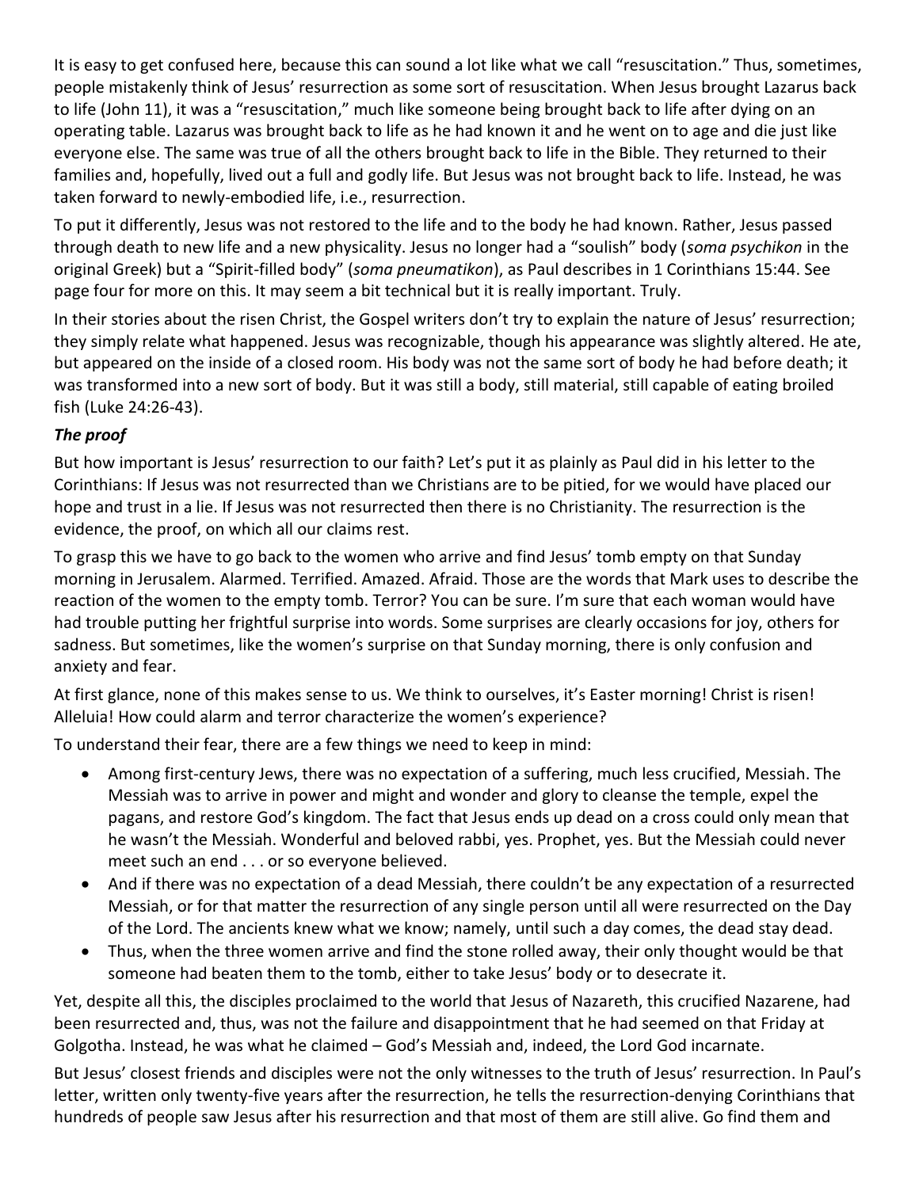It is easy to get confused here, because this can sound a lot like what we call "resuscitation." Thus, sometimes, people mistakenly think of Jesus' resurrection as some sort of resuscitation. When Jesus brought Lazarus back to life (John 11), it was a "resuscitation," much like someone being brought back to life after dying on an operating table. Lazarus was brought back to life as he had known it and he went on to age and die just like everyone else. The same was true of all the others brought back to life in the Bible. They returned to their families and, hopefully, lived out a full and godly life. But Jesus was not brought back to life. Instead, he was taken forward to newly-embodied life, i.e., resurrection.

To put it differently, Jesus was not restored to the life and to the body he had known. Rather, Jesus passed through death to new life and a new physicality. Jesus no longer had a "soulish" body (*soma psychikon* in the original Greek) but a "Spirit-filled body" (*soma pneumatikon*), as Paul describes in 1 Corinthians 15:44. See page four for more on this. It may seem a bit technical but it is really important. Truly.

In their stories about the risen Christ, the Gospel writers don't try to explain the nature of Jesus' resurrection; they simply relate what happened. Jesus was recognizable, though his appearance was slightly altered. He ate, but appeared on the inside of a closed room. His body was not the same sort of body he had before death; it was transformed into a new sort of body. But it was still a body, still material, still capable of eating broiled fish (Luke 24:26-43).

### ***The proof***

But how important is Jesus' resurrection to our faith? Let's put it as plainly as Paul did in his letter to the Corinthians: If Jesus was not resurrected than we Christians are to be pitied, for we would have placed our hope and trust in a lie. If Jesus was not resurrected then there is no Christianity. The resurrection is the evidence, the proof, on which all our claims rest.

To grasp this we have to go back to the women who arrive and find Jesus' tomb empty on that Sunday morning in Jerusalem. Alarmed. Terrified. Amazed. Afraid. Those are the words that Mark uses to describe the reaction of the women to the empty tomb. Terror? You can be sure. I'm sure that each woman would have had trouble putting her frightful surprise into words. Some surprises are clearly occasions for joy, others for sadness. But sometimes, like the women's surprise on that Sunday morning, there is only confusion and anxiety and fear.

At first glance, none of this makes sense to us. We think to ourselves, it's Easter morning! Christ is risen! Alleluia! How could alarm and terror characterize the women's experience?

To understand their fear, there are a few things we need to keep in mind:

- Among first-century Jews, there was no expectation of a suffering, much less crucified, Messiah. The Messiah was to arrive in power and might and wonder and glory to cleanse the temple, expel the pagans, and restore God's kingdom. The fact that Jesus ends up dead on a cross could only mean that he wasn't the Messiah. Wonderful and beloved rabbi, yes. Prophet, yes. But the Messiah could never meet such an end . . . or so everyone believed.
- And if there was no expectation of a dead Messiah, there couldn't be any expectation of a resurrected Messiah, or for that matter the resurrection of any single person until all were resurrected on the Day of the Lord. The ancients knew what we know; namely, until such a day comes, the dead stay dead.
- Thus, when the three women arrive and find the stone rolled away, their only thought would be that someone had beaten them to the tomb, either to take Jesus' body or to desecrate it.

Yet, despite all this, the disciples proclaimed to the world that Jesus of Nazareth, this crucified Nazarene, had been resurrected and, thus, was not the failure and disappointment that he had seemed on that Friday at Golgotha. Instead, he was what he claimed – God's Messiah and, indeed, the Lord God incarnate.

But Jesus' closest friends and disciples were not the only witnesses to the truth of Jesus' resurrection. In Paul's letter, written only twenty-five years after the resurrection, he tells the resurrection-denying Corinthians that hundreds of people saw Jesus after his resurrection and that most of them are still alive. Go find them and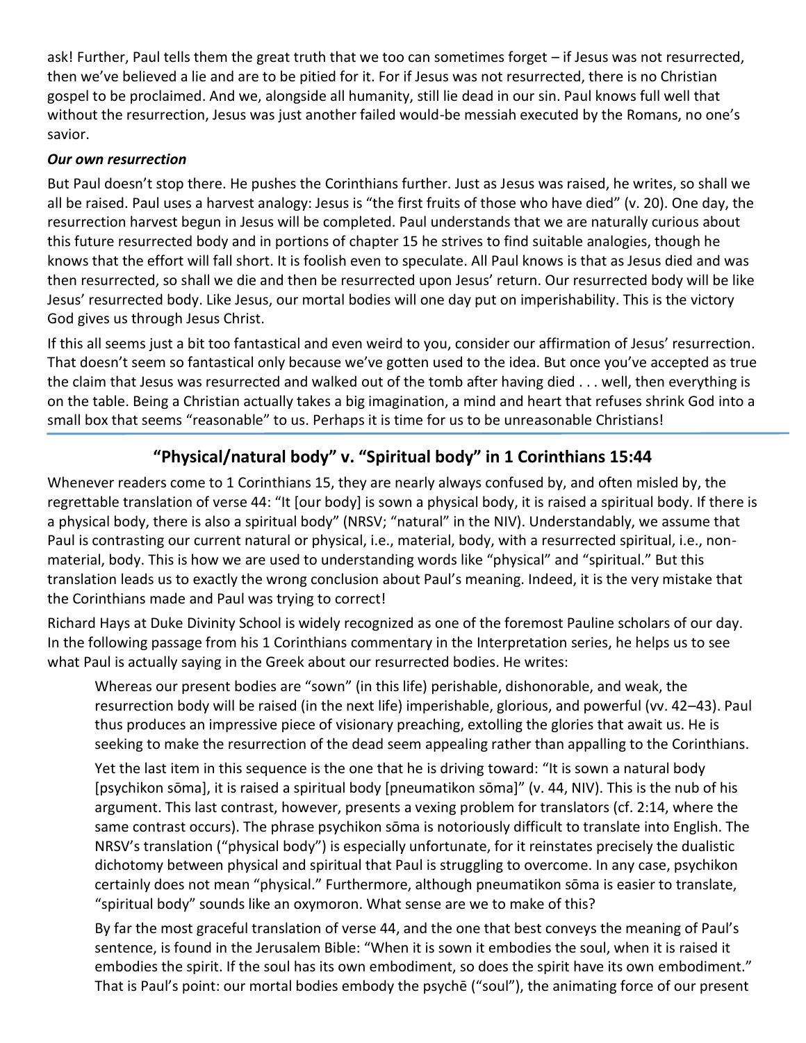ask! Further, Paul tells them the great truth that we too can sometimes forget – if Jesus was not resurrected, then we've believed a lie and are to be pitied for it. For if Jesus was not resurrected, there is no Christian gospel to be proclaimed. And we, alongside all humanity, still lie dead in our sin. Paul knows full well that without the resurrection, Jesus was just another failed would-be messiah executed by the Romans, no one's savior.

***Our own resurrection***

But Paul doesn't stop there. He pushes the Corinthians further. Just as Jesus was raised, he writes, so shall we all be raised. Paul uses a harvest analogy: Jesus is "the first fruits of those who have died" (v. 20). One day, the resurrection harvest begun in Jesus will be completed. Paul understands that we are naturally curious about this future resurrected body and in portions of chapter 15 he strives to find suitable analogies, though he knows that the effort will fall short. It is foolish even to speculate. All Paul knows is that as Jesus died and was then resurrected, so shall we die and then be resurrected upon Jesus' return. Our resurrected body will be like Jesus' resurrected body. Like Jesus, our mortal bodies will one day put on imperishability. This is the victory God gives us through Jesus Christ.

If this all seems just a bit too fantastical and even weird to you, consider our affirmation of Jesus' resurrection. That doesn't seem so fantastical only because we've gotten used to the idea. But once you've accepted as true the claim that Jesus was resurrected and walked out of the tomb after having died . . . well, then everything is on the table. Being a Christian actually takes a big imagination, a mind and heart that refuses shrink God into a small box that seems "reasonable" to us. Perhaps it is time for us to be unreasonable Christians!

## "Physical/natural body" v. "Spiritual body" in 1 Corinthians 15:44

Whenever readers come to 1 Corinthians 15, they are nearly always confused by, and often misled by, the regrettable translation of verse 44: "It [our body] is sown a physical body, it is raised a spiritual body. If there is a physical body, there is also a spiritual body" (NRSV; "natural" in the NIV). Understandably, we assume that Paul is contrasting our current natural or physical, i.e., material, body, with a resurrected spiritual, i.e., non-material, body. This is how we are used to understanding words like "physical" and "spiritual." But this translation leads us to exactly the wrong conclusion about Paul's meaning. Indeed, it is the very mistake that the Corinthians made and Paul was trying to correct!

Richard Hays at Duke Divinity School is widely recognized as one of the foremost Pauline scholars of our day. In the following passage from his 1 Corinthians commentary in the Interpretation series, he helps us to see what Paul is actually saying in the Greek about our resurrected bodies. He writes:

> Whereas our present bodies are "sown" (in this life) perishable, dishonorable, and weak, the resurrection body will be raised (in the next life) imperishable, glorious, and powerful (vv. 42–43). Paul thus produces an impressive piece of visionary preaching, extolling the glories that await us. He is seeking to make the resurrection of the dead seem appealing rather than appalling to the Corinthians.
>
> Yet the last item in this sequence is the one that he is driving toward: "It is sown a natural body [psychikon sōma], it is raised a spiritual body [pneumatikon sōma]" (v. 44, NIV). This is the nub of his argument. This last contrast, however, presents a vexing problem for translators (cf. 2:14, where the same contrast occurs). The phrase psychikon sōma is notoriously difficult to translate into English. The NRSV's translation ("physical body") is especially unfortunate, for it reinstates precisely the dualistic dichotomy between physical and spiritual that Paul is struggling to overcome. In any case, psychikon certainly does not mean "physical." Furthermore, although pneumatikon sōma is easier to translate, "spiritual body" sounds like an oxymoron. What sense are we to make of this?
>
> By far the most graceful translation of verse 44, and the one that best conveys the meaning of Paul's sentence, is found in the Jerusalem Bible: "When it is sown it embodies the soul, when it is raised it embodies the spirit. If the soul has its own embodiment, so does the spirit have its own embodiment." That is Paul's point: our mortal bodies embody the psychē ("soul"), the animating force of our present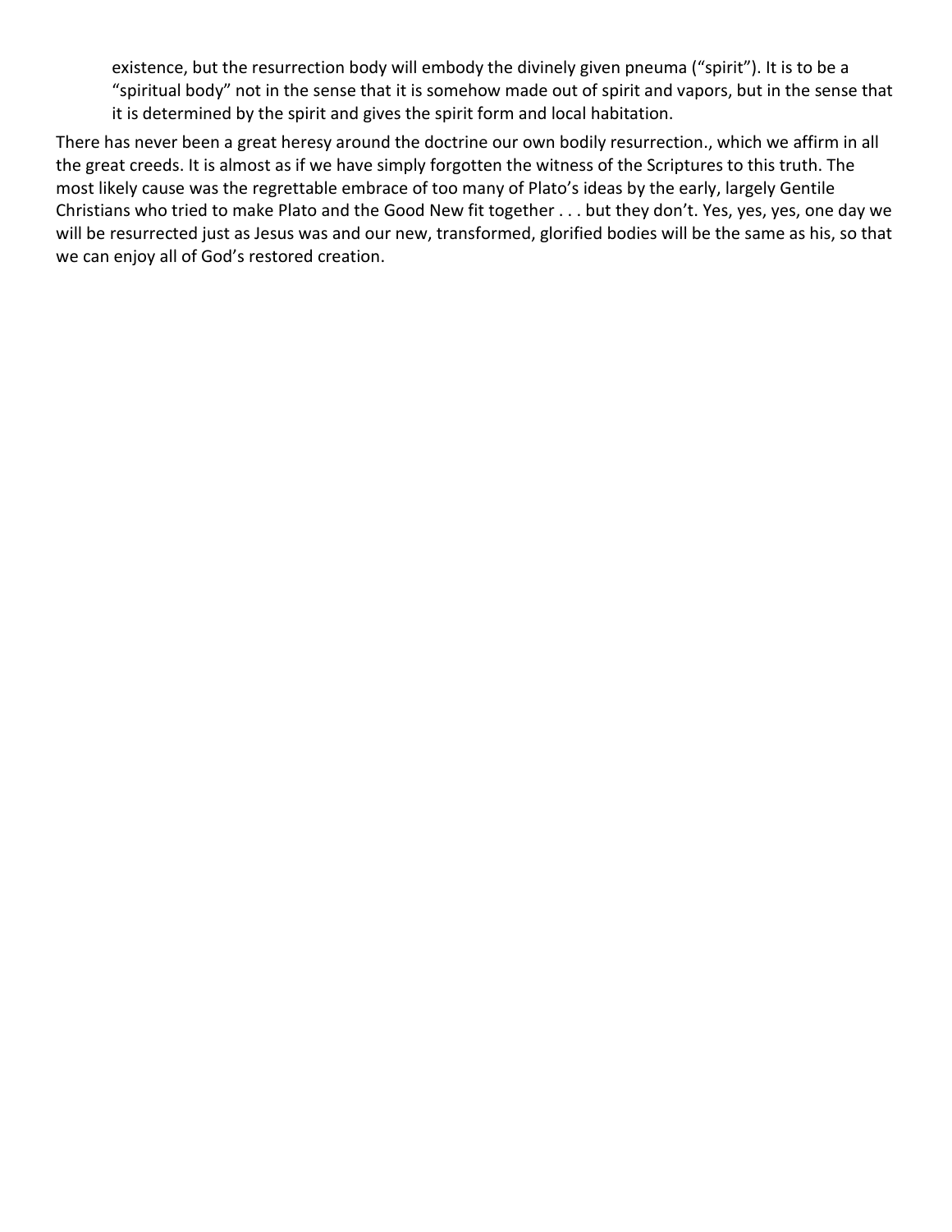> existence, but the resurrection body will embody the divinely given pneuma ("spirit"). It is to be a "spiritual body" not in the sense that it is somehow made out of spirit and vapors, but in the sense that it is determined by the spirit and gives the spirit form and local habitation.

There has never been a great heresy around the doctrine our own bodily resurrection., which we affirm in all the great creeds. It is almost as if we have simply forgotten the witness of the Scriptures to this truth. The most likely cause was the regrettable embrace of too many of Plato's ideas by the early, largely Gentile Christians who tried to make Plato and the Good New fit together . . . but they don't. Yes, yes, yes, one day we will be resurrected just as Jesus was and our new, transformed, glorified bodies will be the same as his, so that we can enjoy all of God's restored creation.